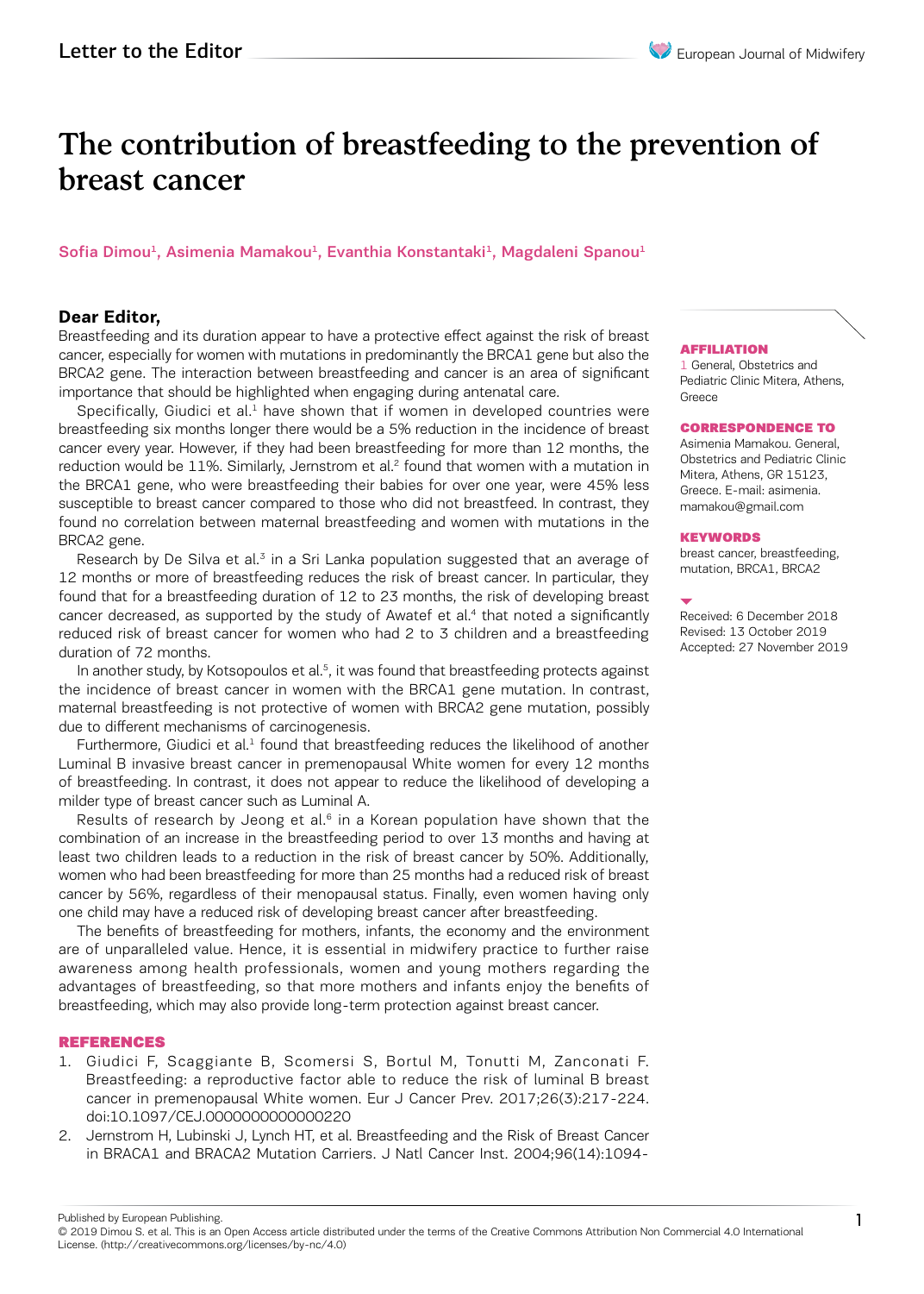Letter to the Editor

# The contribution of breastfeeding to the prevention of breast cancer

Sofia Dimou[1], Asimenia Mamakou[1], Evanthia Konstantaki[1], Magdaleni Spanou[1]

**AFFILIATION**
1 General, Obstetrics and Pediatric Clinic Mitera, Athens, Greece

**CORRESPONDENCE TO**
Asimenia Mamakou. General, Obstetrics and Pediatric Clinic Mitera, Athens, GR 15123, Greece. E-mail: asimenia.mamakou@gmail.com

**KEYWORDS**
breast cancer, breastfeeding, mutation, BRCA1, BRCA2

Received: 6 December 2018
Revised: 13 October 2019
Accepted: 27 November 2019

## Dear Editor,

Breastfeeding and its duration appear to have a protective effect against the risk of breast cancer, especially for women with mutations in predominantly the BRCA1 gene but also the BRCA2 gene. The interaction between breastfeeding and cancer is an area of significant importance that should be highlighted when engaging during antenatal care.

Specifically, Giudici et al.[1] have shown that if women in developed countries were breastfeeding six months longer there would be a 5% reduction in the incidence of breast cancer every year. However, if they had been breastfeeding for more than 12 months, the reduction would be 11%. Similarly, Jernstrom et al.[2] found that women with a mutation in the BRCA1 gene, who were breastfeeding their babies for over one year, were 45% less susceptible to breast cancer compared to those who did not breastfeed. In contrast, they found no correlation between maternal breastfeeding and women with mutations in the BRCA2 gene.

Research by De Silva et al.[3] in a Sri Lanka population suggested that an average of 12 months or more of breastfeeding reduces the risk of breast cancer. In particular, they found that for a breastfeeding duration of 12 to 23 months, the risk of developing breast cancer decreased, as supported by the study of Awatef et al.[4] that noted a significantly reduced risk of breast cancer for women who had 2 to 3 children and a breastfeeding duration of 72 months.

In another study, by Kotsopoulos et al.[5], it was found that breastfeeding protects against the incidence of breast cancer in women with the BRCA1 gene mutation. In contrast, maternal breastfeeding is not protective of women with BRCA2 gene mutation, possibly due to different mechanisms of carcinogenesis.

Furthermore, Giudici et al.[1] found that breastfeeding reduces the likelihood of another Luminal B invasive breast cancer in premenopausal White women for every 12 months of breastfeeding. In contrast, it does not appear to reduce the likelihood of developing a milder type of breast cancer such as Luminal A.

Results of research by Jeong et al.[6] in a Korean population have shown that the combination of an increase in the breastfeeding period to over 13 months and having at least two children leads to a reduction in the risk of breast cancer by 50%. Additionally, women who had been breastfeeding for more than 25 months had a reduced risk of breast cancer by 56%, regardless of their menopausal status. Finally, even women having only one child may have a reduced risk of developing breast cancer after breastfeeding.

The benefits of breastfeeding for mothers, infants, the economy and the environment are of unparalleled value. Hence, it is essential in midwifery practice to further raise awareness among health professionals, women and young mothers regarding the advantages of breastfeeding, so that more mothers and infants enjoy the benefits of breastfeeding, which may also provide long-term protection against breast cancer.

## REFERENCES

1. Giudici F, Scaggiante B, Scomersi S, Bortul M, Tonutti M, Zanconati F. Breastfeeding: a reproductive factor able to reduce the risk of luminal B breast cancer in premenopausal White women. Eur J Cancer Prev. 2017;26(3):217-224. doi:10.1097/CEJ.0000000000000220
2. Jernstrom H, Lubinski J, Lynch HT, et al. Breastfeeding and the Risk of Breast Cancer in BRACA1 and BRACA2 Mutation Carriers. J Natl Cancer Inst. 2004;96(14):1094-

Published by European Publishing.
© 2019 Dimou S. et al. This is an Open Access article distributed under the terms of the Creative Commons Attribution Non Commercial 4.0 International License. (http://creativecommons.org/licenses/by-nc/4.0)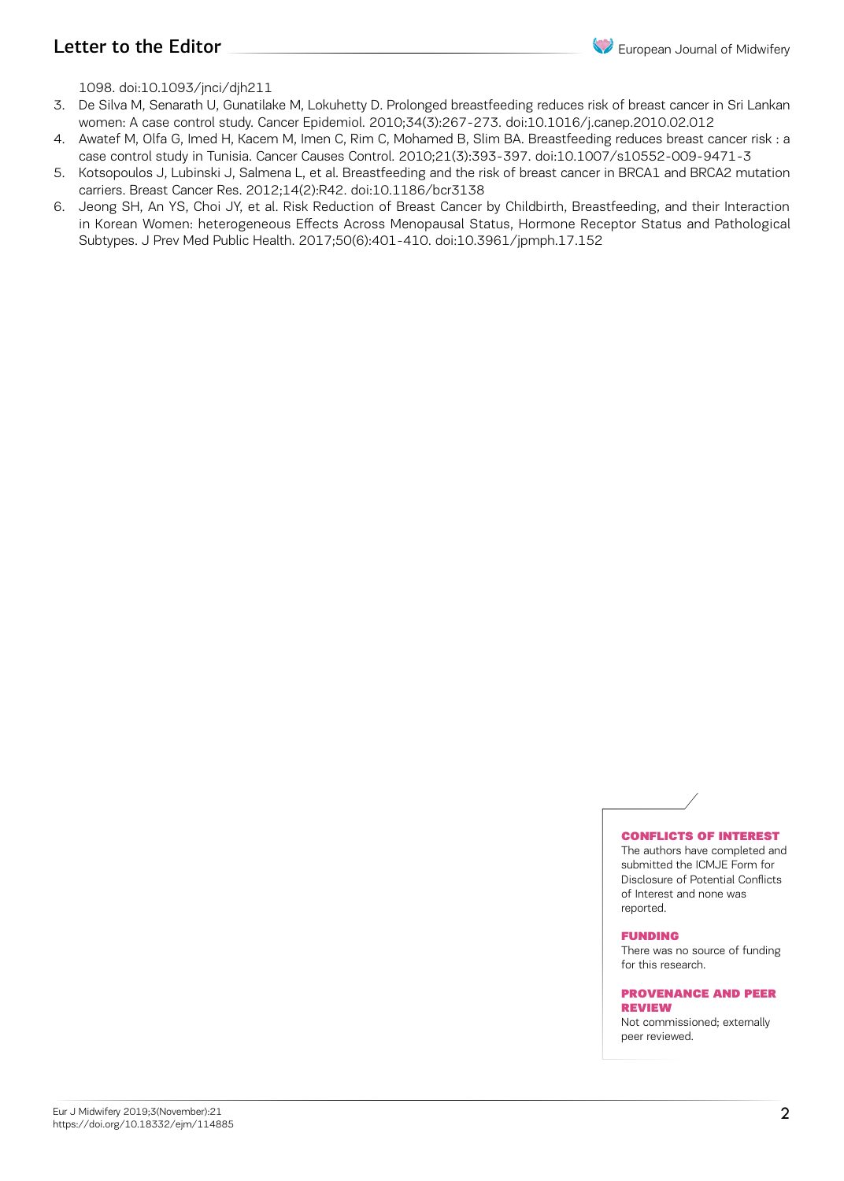1098. doi:10.1093/jnci/djh211

3. De Silva M, Senarath U, Gunatilake M, Lokuhetty D. Prolonged breastfeeding reduces risk of breast cancer in Sri Lankan women: A case control study. Cancer Epidemiol. 2010;34(3):267-273. doi:10.1016/j.canep.2010.02.012
4. Awatef M, Olfa G, Imed H, Kacem M, Imen C, Rim C, Mohamed B, Slim BA. Breastfeeding reduces breast cancer risk : a case control study in Tunisia. Cancer Causes Control. 2010;21(3):393-397. doi:10.1007/s10552-009-9471-3
5. Kotsopoulos J, Lubinski J, Salmena L, et al. Breastfeeding and the risk of breast cancer in BRCA1 and BRCA2 mutation carriers. Breast Cancer Res. 2012;14(2):R42. doi:10.1186/bcr3138
6. Jeong SH, An YS, Choi JY, et al. Risk Reduction of Breast Cancer by Childbirth, Breastfeeding, and their Interaction in Korean Women: heterogeneous Effects Across Menopausal Status, Hormone Receptor Status and Pathological Subtypes. J Prev Med Public Health. 2017;50(6):401-410. doi:10.3961/jpmph.17.152

**CONFLICTS OF INTEREST**

The authors have completed and submitted the ICMJE Form for Disclosure of Potential Conflicts of Interest and none was reported.

**FUNDING**

There was no source of funding for this research.

**PROVENANCE AND PEER REVIEW**

Not commissioned; externally peer reviewed.